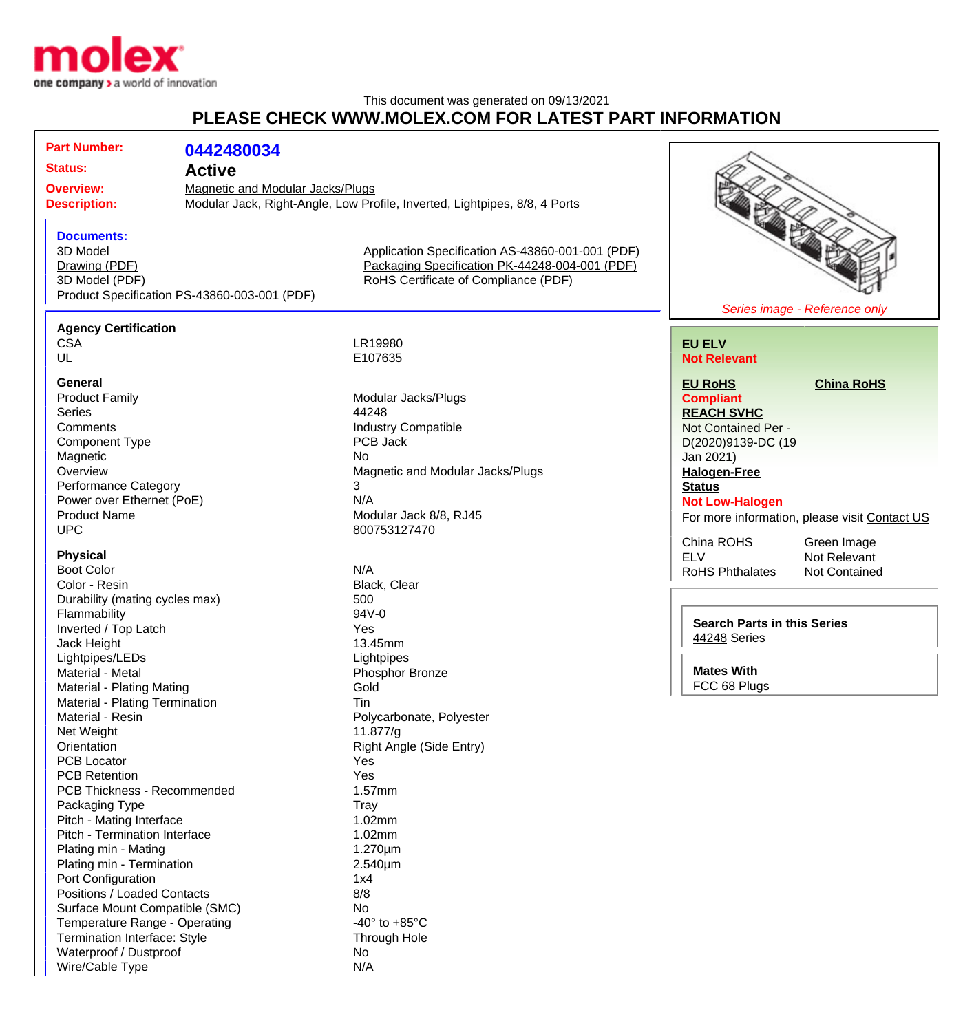molex

one company > a world of innovation

This document was generated on 09/13/2021

# PLEASE CHECK WWW.MOLEX.COM FOR LATEST PART INFORMATION

**Part Number:** 0442480034

**Status:** Active

**Overview:** Magnetic and Modular Jacks/Plugs

**Description:** Modular Jack, Right-Angle, Low Profile, Inverted, Lightpipes, 8/8, 4 Ports

**Documents:**

- 3D Model
- Drawing (PDF)
- 3D Model (PDF)
- Product Specification PS-43860-003-001 (PDF)
- Application Specification AS-43860-001-001 (PDF)
- Packaging Specification PK-44248-004-001 (PDF)
- RoHS Certificate of Compliance (PDF)

*Series image - Reference only*

**EU ELV**
Not Relevant

**EU RoHS**
Compliant

**China RoHS**

**REACH SVHC**
Not Contained Per - D(2020)9139-DC (19 Jan 2021)

**Halogen-Free Status**
Not Low-Halogen

For more information, please visit Contact US

| | |
|---|---|
| China ROHS | Green Image |
| ELV | Not Relevant |
| RoHS Phthalates | Not Contained |

**Search Parts in this Series**
44248 Series

**Mates With**
FCC 68 Plugs

### Agency Certification

| | |
|---|---|
| CSA | LR19980 |
| UL | E107635 |

### General

| | |
|---|---|
| Product Family | Modular Jacks/Plugs |
| Series | 44248 |
| Comments | Industry Compatible |
| Component Type | PCB Jack |
| Magnetic | No |
| Overview | Magnetic and Modular Jacks/Plugs |
| Performance Category | 3 |
| Power over Ethernet (PoE) | N/A |
| Product Name | Modular Jack 8/8, RJ45 |
| UPC | 800753127470 |

### Physical

| | |
|---|---|
| Boot Color | N/A |
| Color - Resin | Black, Clear |
| Durability (mating cycles max) | 500 |
| Flammability | 94V-0 |
| Inverted / Top Latch | Yes |
| Jack Height | 13.45mm |
| Lightpipes/LEDs | Lightpipes |
| Material - Metal | Phosphor Bronze |
| Material - Plating Mating | Gold |
| Material - Plating Termination | Tin |
| Material - Resin | Polycarbonate, Polyester |
| Net Weight | 11.877/g |
| Orientation | Right Angle (Side Entry) |
| PCB Locator | Yes |
| PCB Retention | Yes |
| PCB Thickness - Recommended | 1.57mm |
| Packaging Type | Tray |
| Pitch - Mating Interface | 1.02mm |
| Pitch - Termination Interface | 1.02mm |
| Plating min - Mating | 1.270µm |
| Plating min - Termination | 2.540µm |
| Port Configuration | 1x4 |
| Positions / Loaded Contacts | 8/8 |
| Surface Mount Compatible (SMC) | No |
| Temperature Range - Operating | -40° to +85°C |
| Termination Interface: Style | Through Hole |
| Waterproof / Dustproof | No |
| Wire/Cable Type | N/A |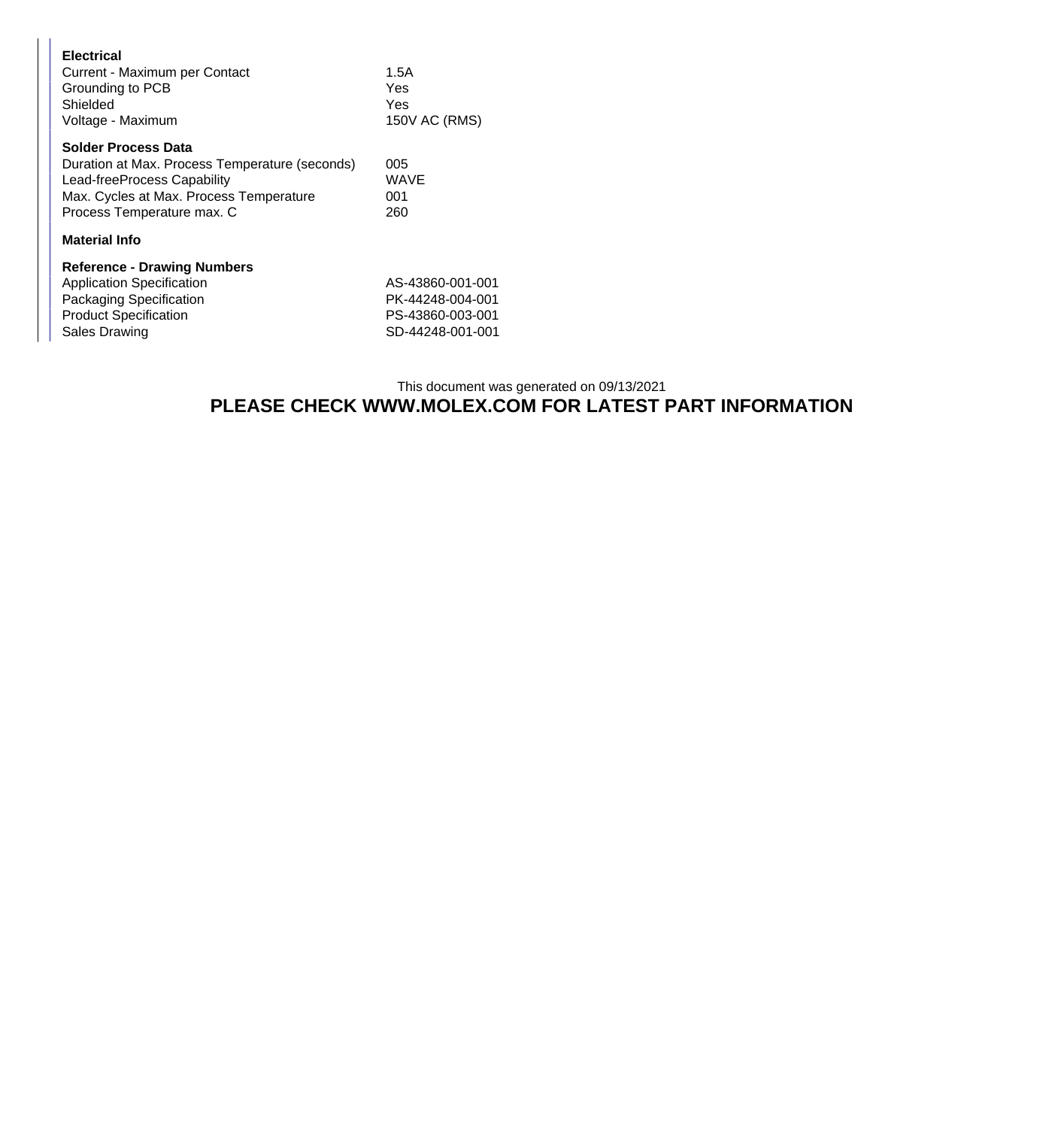**Electrical**

| | |
|---|---|
| Current - Maximum per Contact | 1.5A |
| Grounding to PCB | Yes |
| Shielded | Yes |
| Voltage - Maximum | 150V AC (RMS) |

**Solder Process Data**

| | |
|---|---|
| Duration at Max. Process Temperature (seconds) | 005 |
| Lead-freeProcess Capability | WAVE |
| Max. Cycles at Max. Process Temperature | 001 |
| Process Temperature max. C | 260 |

**Material Info**

**Reference - Drawing Numbers**

| | |
|---|---|
| Application Specification | AS-43860-001-001 |
| Packaging Specification | PK-44248-004-001 |
| Product Specification | PS-43860-003-001 |
| Sales Drawing | SD-44248-001-001 |

This document was generated on 09/13/2021

**PLEASE CHECK WWW.MOLEX.COM FOR LATEST PART INFORMATION**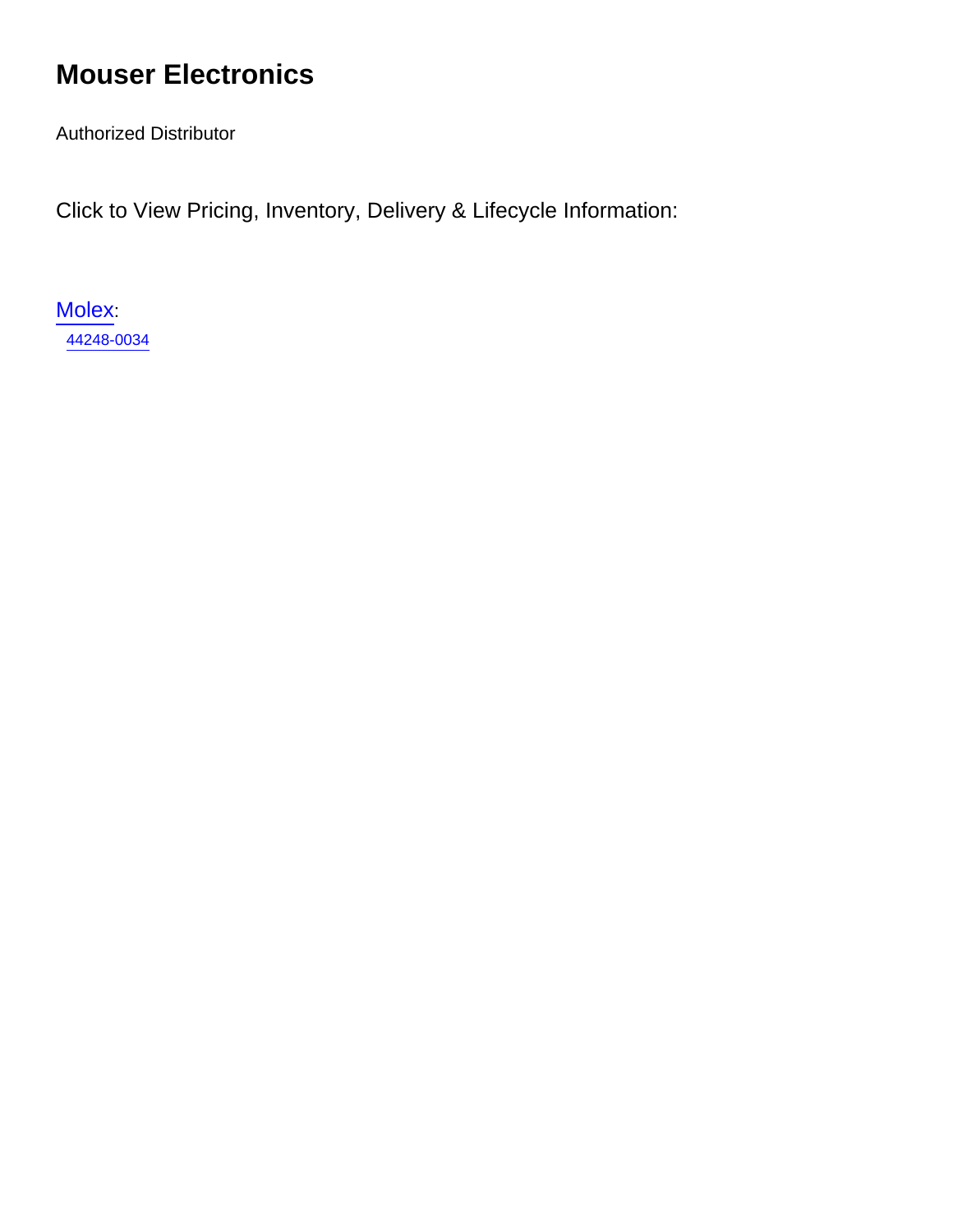# Mouser Electronics

Authorized Distributor

Click to View Pricing, Inventory, Delivery & Lifecycle Information:

Molex:

44248-0034